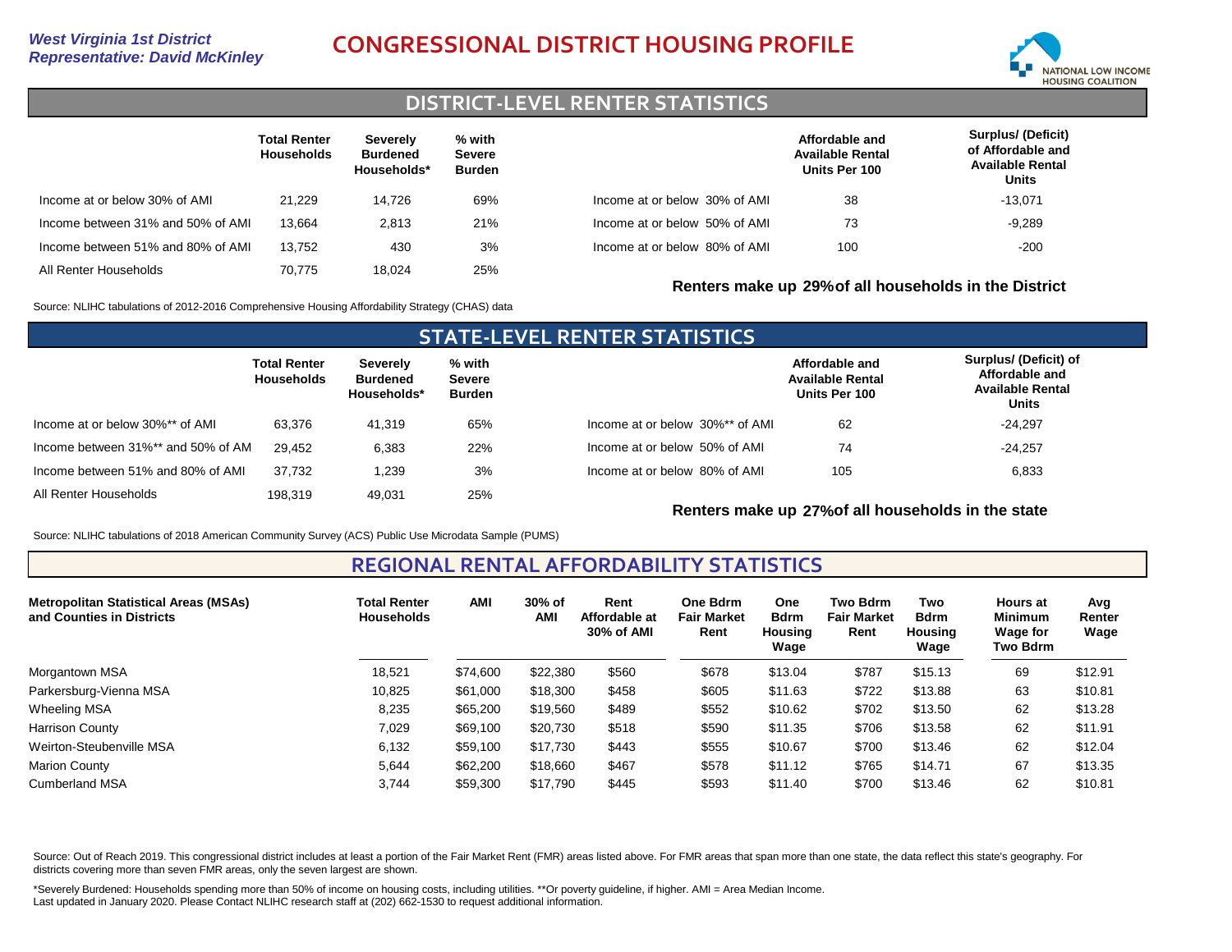*West Virginia 1st District*
*Representative: David McKinley*

# CONGRESSIONAL DISTRICT HOUSING PROFILE

NATIONAL LOW INCOME HOUSING COALITION

## DISTRICT-LEVEL RENTER STATISTICS

| | Total Renter Households | Severely Burdened Households* | % with Severe Burden |
|---|---|---|---|
| Income at or below 30% of AMI | 21,229 | 14,726 | 69% |
| Income between 31% and 50% of AMI | 13,664 | 2,813 | 21% |
| Income between 51% and 80% of AMI | 13,752 | 430 | 3% |
| All Renter Households | 70,775 | 18,024 | 25% |

| | Affordable and Available Rental Units Per 100 | Surplus/ (Deficit) of Affordable and Available Rental Units |
|---|---|---|
| Income at or below 30% of AMI | 38 | -13,071 |
| Income at or below 50% of AMI | 73 | -9,289 |
| Income at or below 80% of AMI | 100 | -200 |

**Renters make up 29% of all households in the District**

Source: NLIHC tabulations of 2012-2016 Comprehensive Housing Affordability Strategy (CHAS) data

## STATE-LEVEL RENTER STATISTICS

| | Total Renter Households | Severely Burdened Households* | % with Severe Burden |
|---|---|---|---|
| Income at or below 30%** of AMI | 63,376 | 41,319 | 65% |
| Income between 31%** and 50% of AM | 29,452 | 6,383 | 22% |
| Income between 51% and 80% of AMI | 37,732 | 1,239 | 3% |
| All Renter Households | 198,319 | 49,031 | 25% |

| | Affordable and Available Rental Units Per 100 | Surplus/ (Deficit) of Affordable and Available Rental Units |
|---|---|---|
| Income at or below 30%** of AMI | 62 | -24,297 |
| Income at or below 50% of AMI | 74 | -24,257 |
| Income at or below 80% of AMI | 105 | 6,833 |

**Renters make up 27% of all households in the state**

Source: NLIHC tabulations of 2018 American Community Survey (ACS) Public Use Microdata Sample (PUMS)

## REGIONAL RENTAL AFFORDABILITY STATISTICS

| Metropolitan Statistical Areas (MSAs) and Counties in Districts | Total Renter Households | AMI | 30% of AMI | Rent Affordable at 30% of AMI | One Bdrm Fair Market Rent | One Bdrm Housing Wage | Two Bdrm Fair Market Rent | Two Bdrm Housing Wage | Hours at Minimum Wage for Two Bdrm | Avg Renter Wage |
|---|---|---|---|---|---|---|---|---|---|---|
| Morgantown MSA | 18,521 | $74,600 | $22,380 | $560 | $678 | $13.04 | $787 | $15.13 | 69 | $12.91 |
| Parkersburg-Vienna MSA | 10,825 | $61,000 | $18,300 | $458 | $605 | $11.63 | $722 | $13.88 | 63 | $10.81 |
| Wheeling MSA | 8,235 | $65,200 | $19,560 | $489 | $552 | $10.62 | $702 | $13.50 | 62 | $13.28 |
| Harrison County | 7,029 | $69,100 | $20,730 | $518 | $590 | $11.35 | $706 | $13.58 | 62 | $11.91 |
| Weirton-Steubenville MSA | 6,132 | $59,100 | $17,730 | $443 | $555 | $10.67 | $700 | $13.46 | 62 | $12.04 |
| Marion County | 5,644 | $62,200 | $18,660 | $467 | $578 | $11.12 | $765 | $14.71 | 67 | $13.35 |
| Cumberland MSA | 3,744 | $59,300 | $17,790 | $445 | $593 | $11.40 | $700 | $13.46 | 62 | $10.81 |

Source: Out of Reach 2019. This congressional district includes at least a portion of the Fair Market Rent (FMR) areas listed above. For FMR areas that span more than one state, the data reflect this state's geography. For districts covering more than seven FMR areas, only the seven largest are shown.

*Severely Burdened: Households spending more than 50% of income on housing costs, including utilities. **Or poverty guideline, if higher. AMI = Area Median Income.
Last updated in January 2020. Please Contact NLIHC research staff at (202) 662-1530 to request additional information.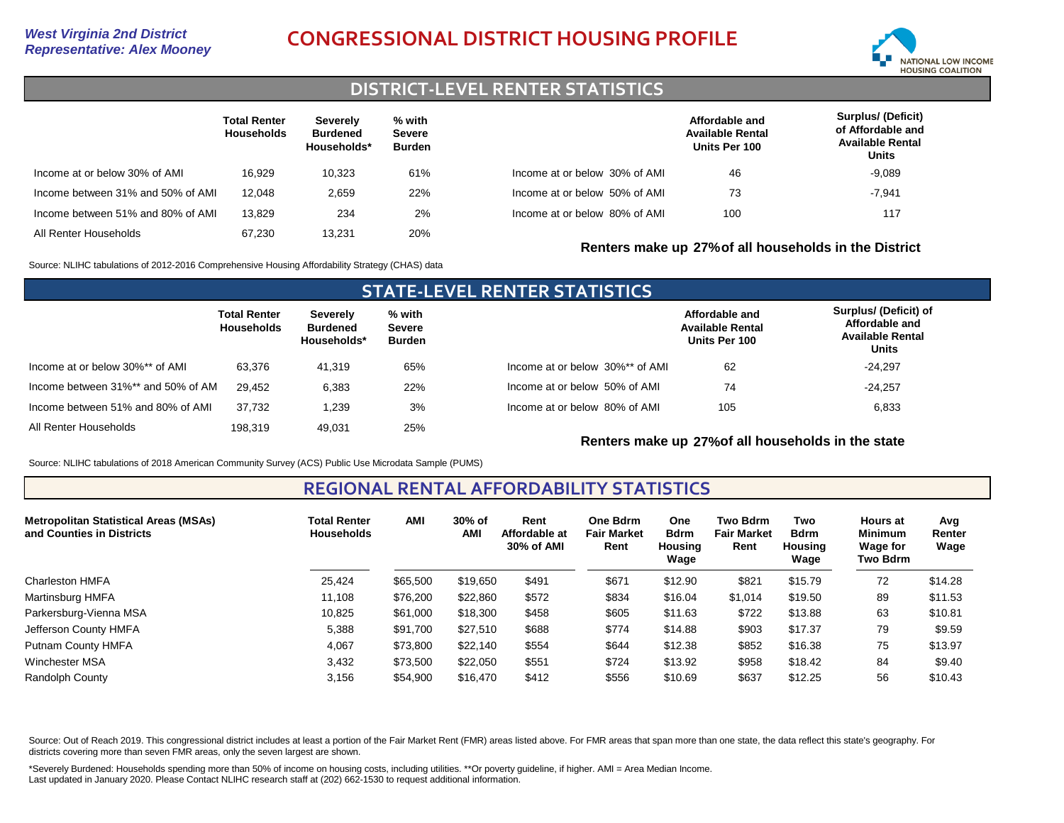*West Virginia 2nd District*
*Representative: Alex Mooney*

# CONGRESSIONAL DISTRICT HOUSING PROFILE

NATIONAL LOW INCOME HOUSING COALITION

## DISTRICT-LEVEL RENTER STATISTICS

| | Total Renter Households | Severely Burdened Households* | % with Severe Burden |
|---|---|---|---|
| Income at or below 30% of AMI | 16,929 | 10,323 | 61% |
| Income between 31% and 50% of AMI | 12,048 | 2,659 | 22% |
| Income between 51% and 80% of AMI | 13,829 | 234 | 2% |
| All Renter Households | 67,230 | 13,231 | 20% |

| | Affordable and Available Rental Units Per 100 | Surplus/ (Deficit) of Affordable and Available Rental Units |
|---|---|---|
| Income at or below 30% of AMI | 46 | -9,089 |
| Income at or below 50% of AMI | 73 | -7,941 |
| Income at or below 80% of AMI | 100 | 117 |

**Renters make up 27% of all households in the District**

Source: NLIHC tabulations of 2012-2016 Comprehensive Housing Affordability Strategy (CHAS) data

## STATE-LEVEL RENTER STATISTICS

| | Total Renter Households | Severely Burdened Households* | % with Severe Burden |
|---|---|---|---|
| Income at or below 30%** of AMI | 63,376 | 41,319 | 65% |
| Income between 31%** and 50% of AMI | 29,452 | 6,383 | 22% |
| Income between 51% and 80% of AMI | 37,732 | 1,239 | 3% |
| All Renter Households | 198,319 | 49,031 | 25% |

| | Affordable and Available Rental Units Per 100 | Surplus/ (Deficit) of Affordable and Available Rental Units |
|---|---|---|
| Income at or below 30%** of AMI | 62 | -24,297 |
| Income at or below 50% of AMI | 74 | -24,257 |
| Income at or below 80% of AMI | 105 | 6,833 |

**Renters make up 27% of all households in the state**

Source: NLIHC tabulations of 2018 American Community Survey (ACS) Public Use Microdata Sample (PUMS)

## REGIONAL RENTAL AFFORDABILITY STATISTICS

| Metropolitan Statistical Areas (MSAs) and Counties in Districts | Total Renter Households | AMI | 30% of AMI | Rent Affordable at 30% of AMI | One Bdrm Fair Market Rent | One Bdrm Housing Wage | Two Bdrm Fair Market Rent | Two Bdrm Housing Wage | Hours at Minimum Wage for Two Bdrm | Avg Renter Wage |
|---|---|---|---|---|---|---|---|---|---|---|
| Charleston HMFA | 25,424 | $65,500 | $19,650 | $491 | $671 | $12.90 | $821 | $15.79 | 72 | $14.28 |
| Martinsburg HMFA | 11,108 | $76,200 | $22,860 | $572 | $834 | $16.04 | $1,014 | $19.50 | 89 | $11.53 |
| Parkersburg-Vienna MSA | 10,825 | $61,000 | $18,300 | $458 | $605 | $11.63 | $722 | $13.88 | 63 | $10.81 |
| Jefferson County HMFA | 5,388 | $91,700 | $27,510 | $688 | $774 | $14.88 | $903 | $17.37 | 79 | $9.59 |
| Putnam County HMFA | 4,067 | $73,800 | $22,140 | $554 | $644 | $12.38 | $852 | $16.38 | 75 | $13.97 |
| Winchester MSA | 3,432 | $73,500 | $22,050 | $551 | $724 | $13.92 | $958 | $18.42 | 84 | $9.40 |
| Randolph County | 3,156 | $54,900 | $16,470 | $412 | $556 | $10.69 | $637 | $12.25 | 56 | $10.43 |

Source: Out of Reach 2019. This congressional district includes at least a portion of the Fair Market Rent (FMR) areas listed above. For FMR areas that span more than one state, the data reflect this state's geography. For districts covering more than seven FMR areas, only the seven largest are shown.

*Severely Burdened: Households spending more than 50% of income on housing costs, including utilities. **Or poverty guideline, if higher. AMI = Area Median Income.
Last updated in January 2020. Please Contact NLIHC research staff at (202) 662-1530 to request additional information.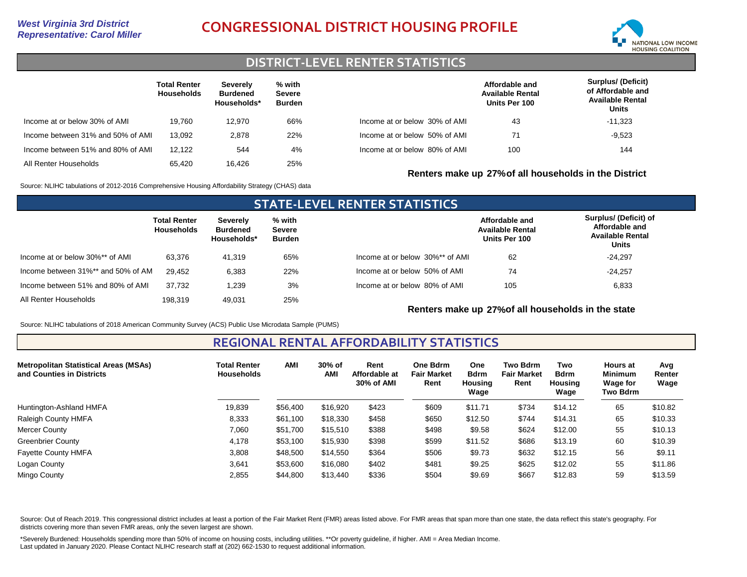*West Virginia 3rd District*
*Representative: Carol Miller*

# CONGRESSIONAL DISTRICT HOUSING PROFILE

NATIONAL LOW INCOME HOUSING COALITION

## DISTRICT-LEVEL RENTER STATISTICS

| | Total Renter Households | Severely Burdened Households* | % with Severe Burden |
|---|---|---|---|
| Income at or below 30% of AMI | 19,760 | 12,970 | 66% |
| Income between 31% and 50% of AMI | 13,092 | 2,878 | 22% |
| Income between 51% and 80% of AMI | 12,122 | 544 | 4% |
| All Renter Households | 65,420 | 16,426 | 25% |

| | Affordable and Available Rental Units Per 100 | Surplus/ (Deficit) of Affordable and Available Rental Units |
|---|---|---|
| Income at or below 30% of AMI | 43 | -11,323 |
| Income at or below 50% of AMI | 71 | -9,523 |
| Income at or below 80% of AMI | 100 | 144 |

**Renters make up 27% of all households in the District**

Source: NLIHC tabulations of 2012-2016 Comprehensive Housing Affordability Strategy (CHAS) data

## STATE-LEVEL RENTER STATISTICS

| | Total Renter Households | Severely Burdened Households* | % with Severe Burden |
|---|---|---|---|
| Income at or below 30%** of AMI | 63,376 | 41,319 | 65% |
| Income between 31%** and 50% of AM | 29,452 | 6,383 | 22% |
| Income between 51% and 80% of AMI | 37,732 | 1,239 | 3% |
| All Renter Households | 198,319 | 49,031 | 25% |

| | Affordable and Available Rental Units Per 100 | Surplus/ (Deficit) of Affordable and Available Rental Units |
|---|---|---|
| Income at or below 30%** of AMI | 62 | -24,297 |
| Income at or below 50% of AMI | 74 | -24,257 |
| Income at or below 80% of AMI | 105 | 6,833 |

**Renters make up 27% of all households in the state**

Source: NLIHC tabulations of 2018 American Community Survey (ACS) Public Use Microdata Sample (PUMS)

## REGIONAL RENTAL AFFORDABILITY STATISTICS

| Metropolitan Statistical Areas (MSAs) and Counties in Districts | Total Renter Households | AMI | 30% of AMI | Rent Affordable at 30% of AMI | One Bdrm Fair Market Rent | One Bdrm Housing Wage | Two Bdrm Fair Market Rent | Two Bdrm Housing Wage | Hours at Minimum Wage for Two Bdrm | Avg Renter Wage |
|---|---|---|---|---|---|---|---|---|---|---|
| Huntington-Ashland HMFA | 19,839 | $56,400 | $16,920 | $423 | $609 | $11.71 | $734 | $14.12 | 65 | $10.82 |
| Raleigh County HMFA | 8,333 | $61,100 | $18,330 | $458 | $650 | $12.50 | $744 | $14.31 | 65 | $10.33 |
| Mercer County | 7,060 | $51,700 | $15,510 | $388 | $498 | $9.58 | $624 | $12.00 | 55 | $10.13 |
| Greenbrier County | 4,178 | $53,100 | $15,930 | $398 | $599 | $11.52 | $686 | $13.19 | 60 | $10.39 |
| Fayette County HMFA | 3,808 | $48,500 | $14,550 | $364 | $506 | $9.73 | $632 | $12.15 | 56 | $9.11 |
| Logan County | 3,641 | $53,600 | $16,080 | $402 | $481 | $9.25 | $625 | $12.02 | 55 | $11.86 |
| Mingo County | 2,855 | $44,800 | $13,440 | $336 | $504 | $9.69 | $667 | $12.83 | 59 | $13.59 |

Source: Out of Reach 2019. This congressional district includes at least a portion of the Fair Market Rent (FMR) areas listed above. For FMR areas that span more than one state, the data reflect this state's geography. For districts covering more than seven FMR areas, only the seven largest are shown.

*Severely Burdened: Households spending more than 50% of income on housing costs, including utilities. **Or poverty guideline, if higher. AMI = Area Median Income.
Last updated in January 2020. Please Contact NLIHC research staff at (202) 662-1530 to request additional information.